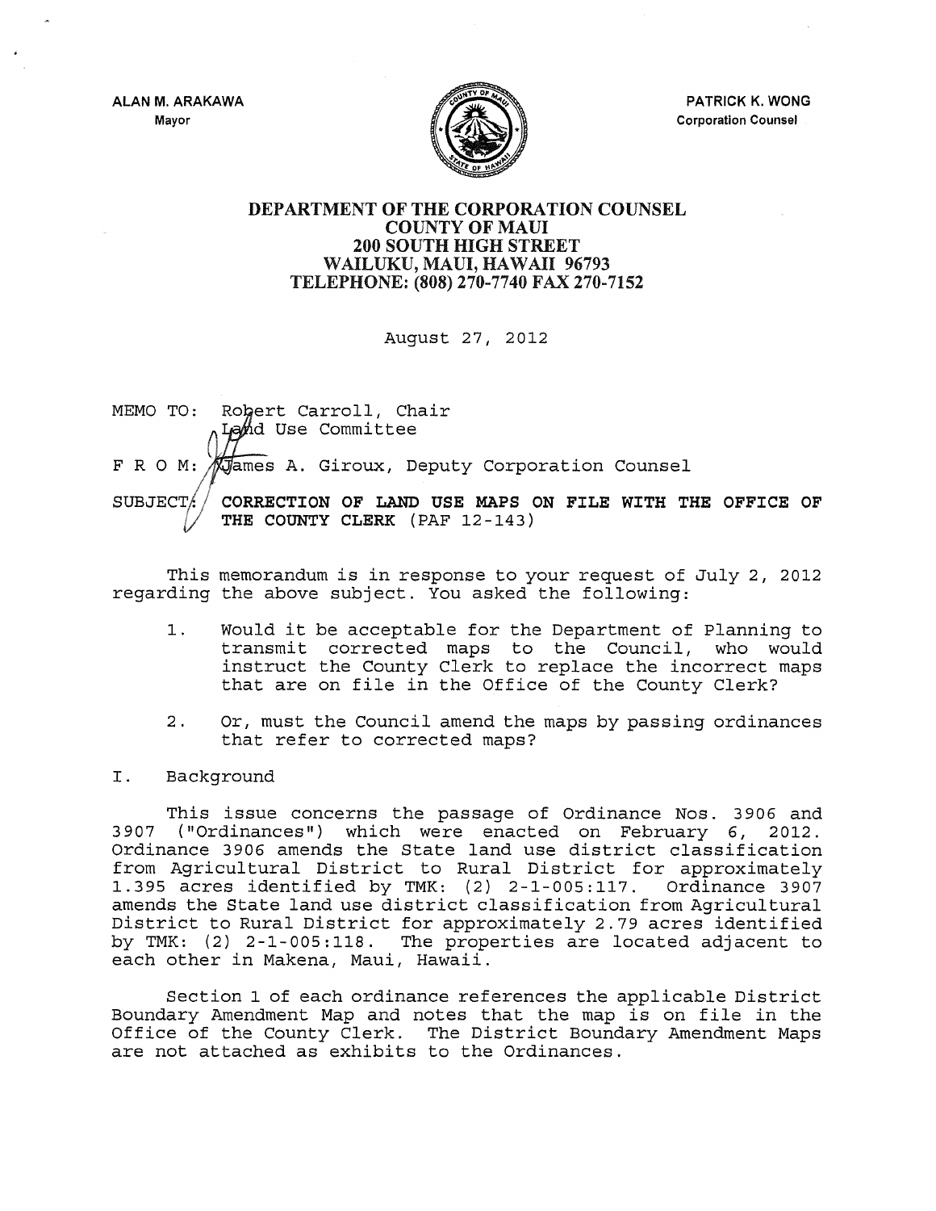ALAN M. ARAKAWA
Mayor

PATRICK K. WONG
Corporation Counsel

**DEPARTMENT OF THE CORPORATION COUNSEL**
**COUNTY OF MAUI**
**200 SOUTH HIGH STREET**
**WAILUKU, MAUI, HAWAII 96793**
**TELEPHONE: (808) 270-7740 FAX 270-7152**

August 27, 2012

MEMO TO: Robert Carroll, Chair
Land Use Committee

F R O M: James A. Giroux, Deputy Corporation Counsel

SUBJECT: **CORRECTION OF LAND USE MAPS ON FILE WITH THE OFFICE OF THE COUNTY CLERK** (PAF 12-143)

This memorandum is in response to your request of July 2, 2012 regarding the above subject. You asked the following:

1. Would it be acceptable for the Department of Planning to transmit corrected maps to the Council, who would instruct the County Clerk to replace the incorrect maps that are on file in the Office of the County Clerk?

2. Or, must the Council amend the maps by passing ordinances that refer to corrected maps?

I. Background

This issue concerns the passage of Ordinance Nos. 3906 and 3907 ("Ordinances") which were enacted on February 6, 2012. Ordinance 3906 amends the State land use district classification from Agricultural District to Rural District for approximately 1.395 acres identified by TMK: (2) 2-1-005:117. Ordinance 3907 amends the State land use district classification from Agricultural District to Rural District for approximately 2.79 acres identified by TMK: (2) 2-1-005:118. The properties are located adjacent to each other in Makena, Maui, Hawaii.

Section 1 of each ordinance references the applicable District Boundary Amendment Map and notes that the map is on file in the Office of the County Clerk. The District Boundary Amendment Maps are not attached as exhibits to the Ordinances.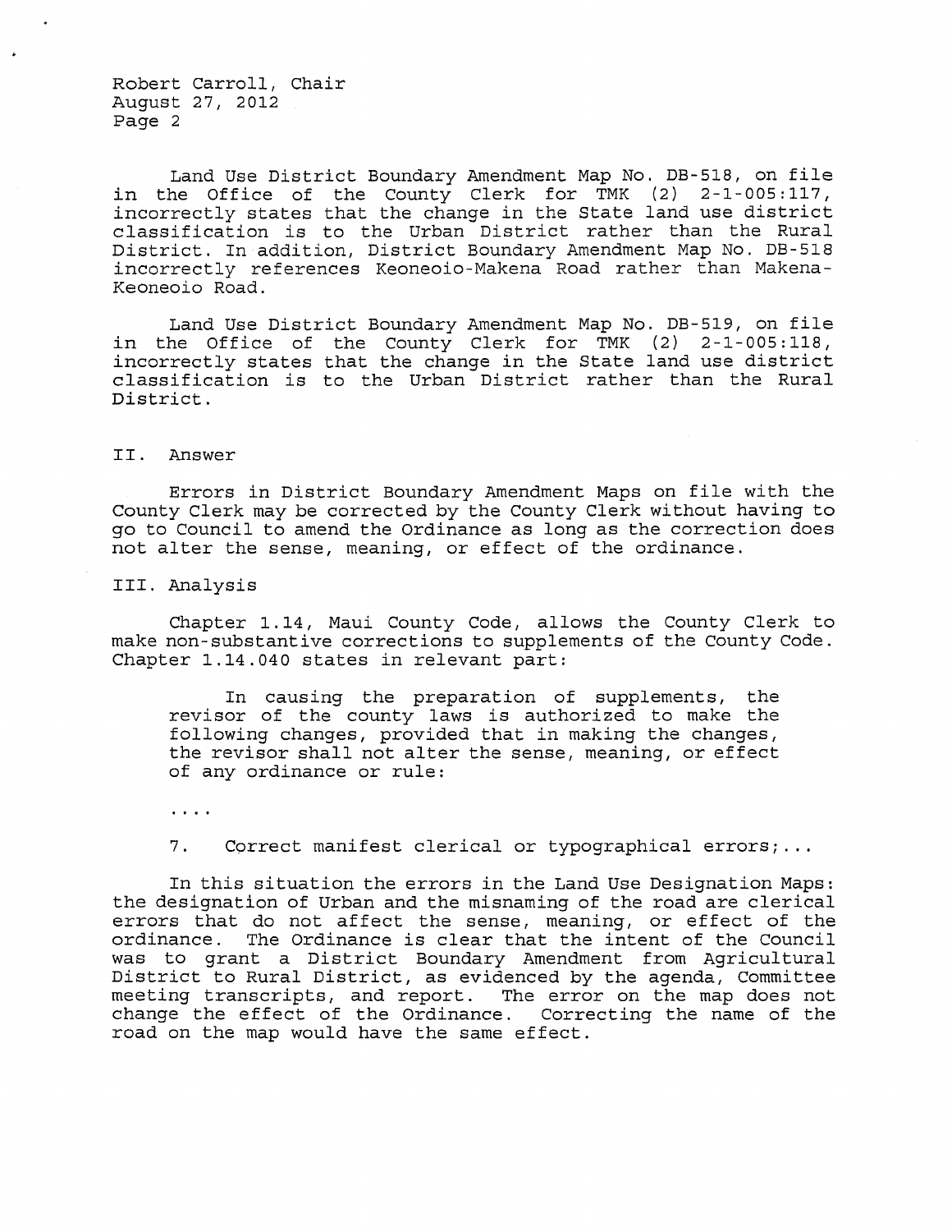Land Use District Boundary Amendment Map No. DB-518, on file in the Office of the County Clerk for TMK (2) 2-1-005:117, incorrectly states that the change in the State land use district classification is to the Urban District rather than the Rural District. In addition, District Boundary Amendment Map No. DB-518 incorrectly references Keoneoio-Makena Road rather than Makena-Keoneoio Road.

Land Use District Boundary Amendment Map No. DB-519, on file in the Office of the County Clerk for TMK (2) 2-1-005:118, incorrectly states that the change in the State land use district classification is to the Urban District rather than the Rural District.

## II. Answer

Errors in District Boundary Amendment Maps on file with the County Clerk may be corrected by the County Clerk without having to go to Council to amend the Ordinance as long as the correction does not alter the sense, meaning, or effect of the ordinance.

## III. Analysis

Chapter 1.14, Maui County Code, allows the County Clerk to make non-substantive corrections to supplements of the County Code. Chapter 1.14.040 states in relevant part:

> In causing the preparation of supplements, the revisor of the county laws is authorized to make the following changes, provided that in making the changes, the revisor shall not alter the sense, meaning, or effect of any ordinance or rule:
>
> ....
>
> 7. Correct manifest clerical or typographical errors;...

In this situation the errors in the Land Use Designation Maps: the designation of Urban and the misnaming of the road are clerical errors that do not affect the sense, meaning, or effect of the ordinance. The Ordinance is clear that the intent of the Council was to grant a District Boundary Amendment from Agricultural District to Rural District, as evidenced by the agenda, Committee meeting transcripts, and report. The error on the map does not change the effect of the Ordinance. Correcting the name of the road on the map would have the same effect.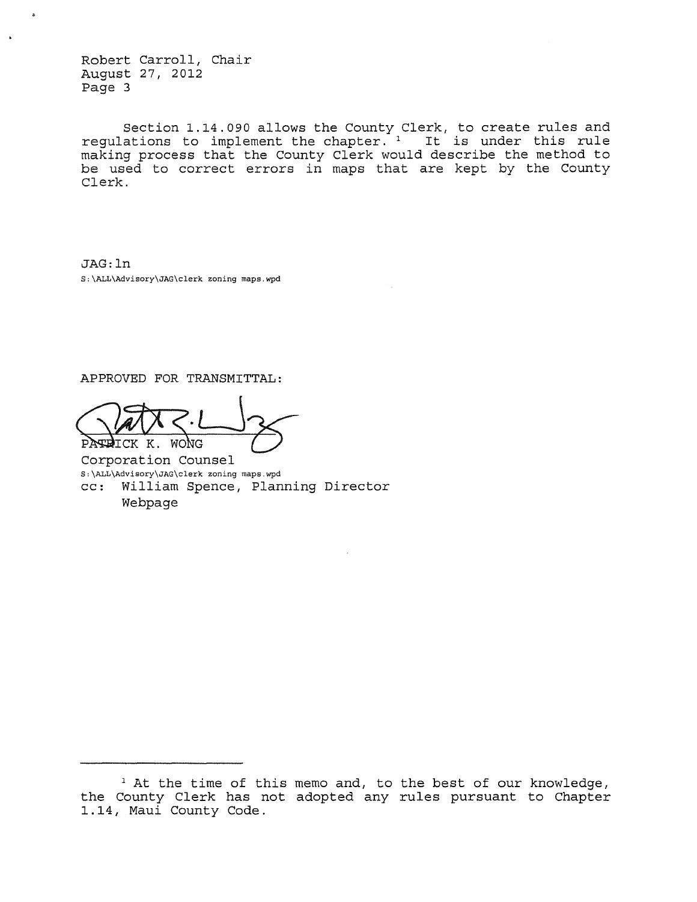Robert Carroll, Chair
August 27, 2012

Section 1.14.090 allows the County Clerk, to create rules and regulations to implement the chapter. [1] It is under this rule making process that the County Clerk would describe the method to be used to correct errors in maps that are kept by the County Clerk.

JAG:ln
S:\ALL\Advisory\JAG\clerk zoning maps.wpd

APPROVED FOR TRANSMITTAL:

PATRICK K. WONG
Corporation Counsel
S:\ALL\Advisory\JAG\clerk zoning maps.wpd

cc: William Spence, Planning Director
Webpage

---

[1] At the time of this memo and, to the best of our knowledge, the County Clerk has not adopted any rules pursuant to Chapter 1.14, Maui County Code.